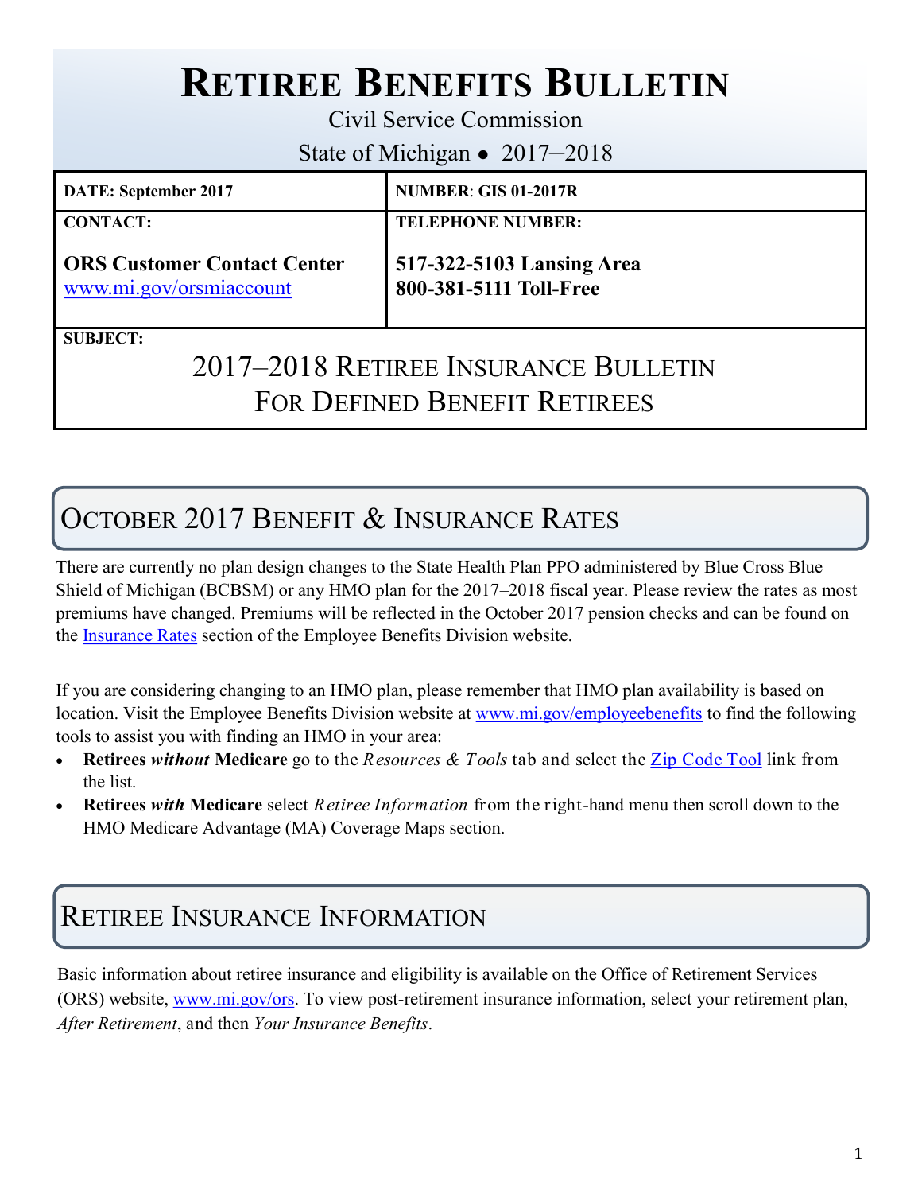# Retiree Benefits Bulletin

Civil Service Commission

State of Michigan • 2017–2018

| | |
|---|---|
| **DATE: September 2017** | **NUMBER: GIS 01-2017R** |
| **CONTACT:**<br><br>**ORS Customer Contact Center**<br>www.mi.gov/orsmiaccount | **TELEPHONE NUMBER:**<br><br>**517-322-5103 Lansing Area**<br>**800-381-5111 Toll-Free** |

**SUBJECT:**

2017–2018 Retiree Insurance Bulletin
For Defined Benefit Retirees

## October 2017 Benefit & Insurance Rates

There are currently no plan design changes to the State Health Plan PPO administered by Blue Cross Blue Shield of Michigan (BCBSM) or any HMO plan for the 2017–2018 fiscal year. Please review the rates as most premiums have changed. Premiums will be reflected in the October 2017 pension checks and can be found on the Insurance Rates section of the Employee Benefits Division website.

If you are considering changing to an HMO plan, please remember that HMO plan availability is based on location. Visit the Employee Benefits Division website at www.mi.gov/employeebenefits to find the following tools to assist you with finding an HMO in your area:

- **Retirees *without* Medicare** go to the *Resources & Tools* tab and select the Zip Code Tool link from the list.
- **Retirees *with* Medicare** select *Retiree Information* from the right-hand menu then scroll down to the HMO Medicare Advantage (MA) Coverage Maps section.

## Retiree Insurance Information

Basic information about retiree insurance and eligibility is available on the Office of Retirement Services (ORS) website, www.mi.gov/ors. To view post-retirement insurance information, select your retirement plan, *After Retirement*, and then *Your Insurance Benefits*.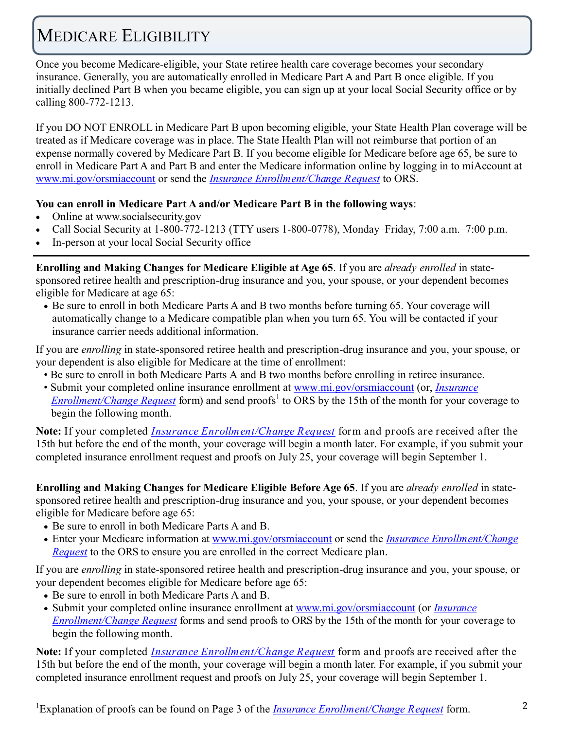# Medicare Eligibility

Once you become Medicare-eligible, your State retiree health care coverage becomes your secondary insurance. Generally, you are automatically enrolled in Medicare Part A and Part B once eligible. If you initially declined Part B when you became eligible, you can sign up at your local Social Security office or by calling 800-772-1213.

If you DO NOT ENROLL in Medicare Part B upon becoming eligible, your State Health Plan coverage will be treated as if Medicare coverage was in place. The State Health Plan will not reimburse that portion of an expense normally covered by Medicare Part B. If you become eligible for Medicare before age 65, be sure to enroll in Medicare Part A and Part B and enter the Medicare information online by logging in to miAccount at www.mi.gov/orsmiaccount or send the *Insurance Enrollment/Change Request* to ORS.

**You can enroll in Medicare Part A and/or Medicare Part B in the following ways**:

- Online at www.socialsecurity.gov
- Call Social Security at 1-800-772-1213 (TTY users 1-800-0778), Monday–Friday, 7:00 a.m.–7:00 p.m.
- In-person at your local Social Security office

---

**Enrolling and Making Changes for Medicare Eligible at Age 65**. If you are *already enrolled* in state-sponsored retiree health and prescription-drug insurance and you, your spouse, or your dependent becomes eligible for Medicare at age 65:

- Be sure to enroll in both Medicare Parts A and B two months before turning 65. Your coverage will automatically change to a Medicare compatible plan when you turn 65. You will be contacted if your insurance carrier needs additional information.

If you are *enrolling* in state-sponsored retiree health and prescription-drug insurance and you, your spouse, or your dependent is also eligible for Medicare at the time of enrollment:

- Be sure to enroll in both Medicare Parts A and B two months before enrolling in retiree insurance.
- Submit your completed online insurance enrollment at www.mi.gov/orsmiaccount (or, *Insurance Enrollment/Change Request* form) and send proofs[1] to ORS by the 15th of the month for your coverage to begin the following month.

**Note:** If your completed *Insurance Enrollment/Change Request* form and proofs are received after the 15th but before the end of the month, your coverage will begin a month later. For example, if you submit your completed insurance enrollment request and proofs on July 25, your coverage will begin September 1.

**Enrolling and Making Changes for Medicare Eligible Before Age 65**. If you are *already enrolled* in state-sponsored retiree health and prescription-drug insurance and you, your spouse, or your dependent becomes eligible for Medicare before age 65:

- Be sure to enroll in both Medicare Parts A and B.
- Enter your Medicare information at www.mi.gov/orsmiaccount or send the *Insurance Enrollment/Change Request* to the ORS to ensure you are enrolled in the correct Medicare plan.

If you are *enrolling* in state-sponsored retiree health and prescription-drug insurance and you, your spouse, or your dependent becomes eligible for Medicare before age 65:

- Be sure to enroll in both Medicare Parts A and B.
- Submit your completed online insurance enrollment at www.mi.gov/orsmiaccount (or *Insurance Enrollment/Change Request* forms and send proofs to ORS by the 15th of the month for your coverage to begin the following month.

**Note:** If your completed *Insurance Enrollment/Change Request* form and proofs are received after the 15th but before the end of the month, your coverage will begin a month later. For example, if you submit your completed insurance enrollment request and proofs on July 25, your coverage will begin September 1.

[1]Explanation of proofs can be found on Page 3 of the *Insurance Enrollment/Change Request* form.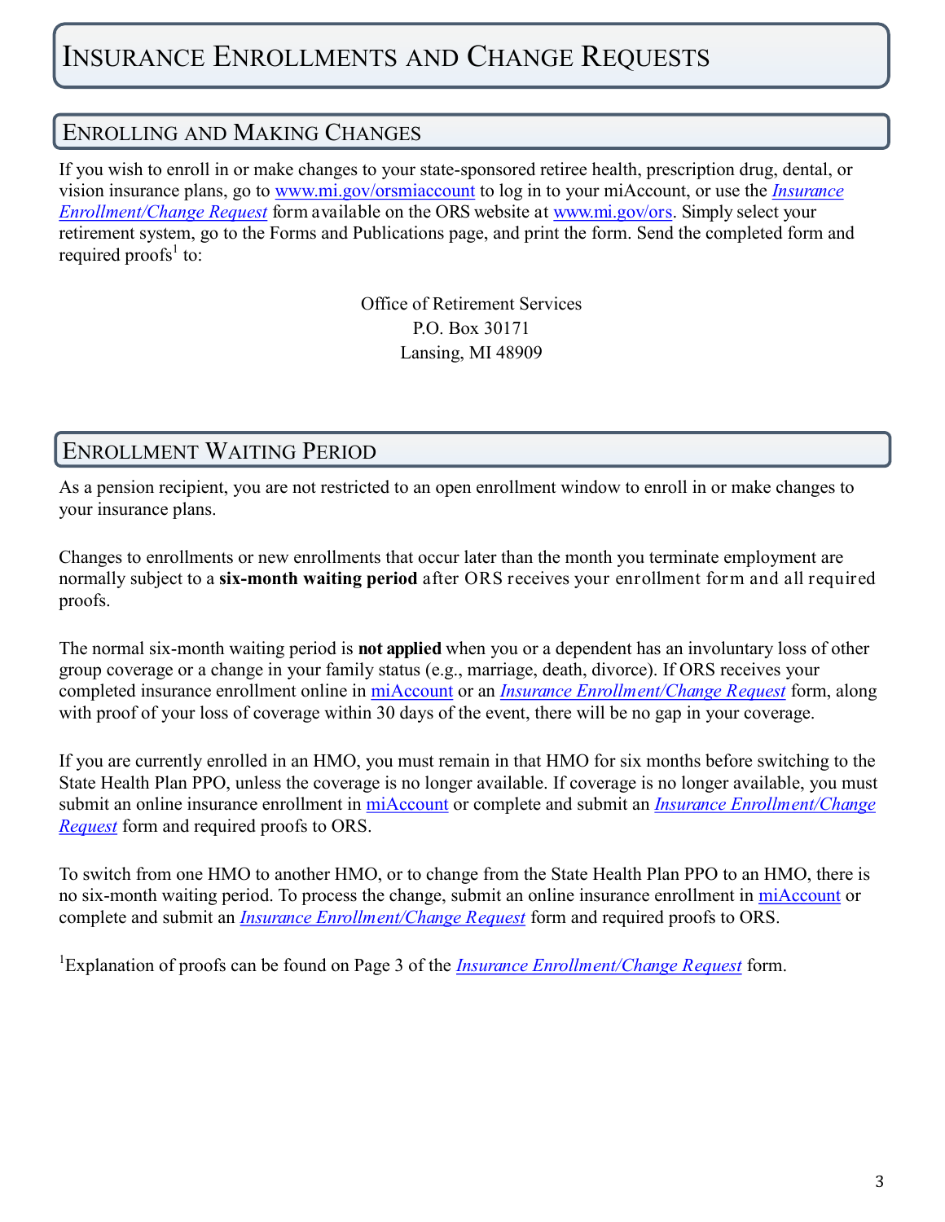# Insurance Enrollments and Change Requests

## Enrolling and Making Changes

If you wish to enroll in or make changes to your state-sponsored retiree health, prescription drug, dental, or vision insurance plans, go to www.mi.gov/orsmiaccount to log in to your miAccount, or use the *Insurance Enrollment/Change Request* form available on the ORS website at www.mi.gov/ors. Simply select your retirement system, go to the Forms and Publications page, and print the form. Send the completed form and required proofs[1] to:

Office of Retirement Services
P.O. Box 30171
Lansing, MI 48909

## Enrollment Waiting Period

As a pension recipient, you are not restricted to an open enrollment window to enroll in or make changes to your insurance plans.

Changes to enrollments or new enrollments that occur later than the month you terminate employment are normally subject to a **six-month waiting period** after ORS receives your enrollment form and all required proofs.

The normal six-month waiting period is **not applied** when you or a dependent has an involuntary loss of other group coverage or a change in your family status (e.g., marriage, death, divorce). If ORS receives your completed insurance enrollment online in miAccount or an *Insurance Enrollment/Change Request* form, along with proof of your loss of coverage within 30 days of the event, there will be no gap in your coverage.

If you are currently enrolled in an HMO, you must remain in that HMO for six months before switching to the State Health Plan PPO, unless the coverage is no longer available. If coverage is no longer available, you must submit an online insurance enrollment in miAccount or complete and submit an *Insurance Enrollment/Change Request* form and required proofs to ORS.

To switch from one HMO to another HMO, or to change from the State Health Plan PPO to an HMO, there is no six-month waiting period. To process the change, submit an online insurance enrollment in miAccount or complete and submit an *Insurance Enrollment/Change Request* form and required proofs to ORS.

[1]Explanation of proofs can be found on Page 3 of the *Insurance Enrollment/Change Request* form.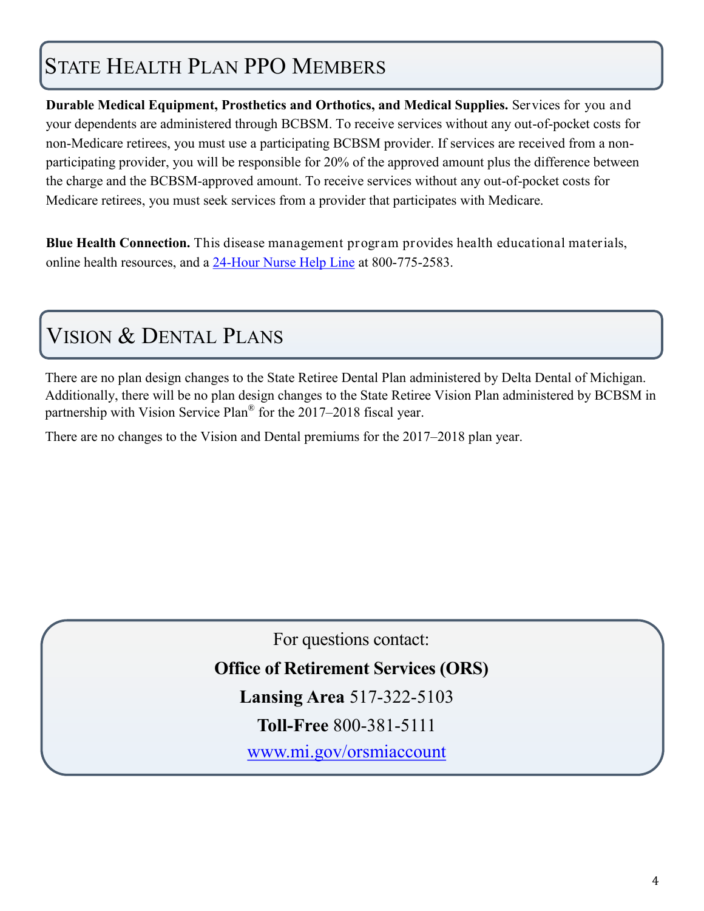## State Health Plan PPO Members

**Durable Medical Equipment, Prosthetics and Orthotics, and Medical Supplies.** Services for you and your dependents are administered through BCBSM. To receive services without any out-of-pocket costs for non-Medicare retirees, you must use a participating BCBSM provider. If services are received from a non-participating provider, you will be responsible for 20% of the approved amount plus the difference between the charge and the BCBSM-approved amount. To receive services without any out-of-pocket costs for Medicare retirees, you must seek services from a provider that participates with Medicare.

**Blue Health Connection.** This disease management program provides health educational materials, online health resources, and a 24-Hour Nurse Help Line at 800-775-2583.

## Vision & Dental Plans

There are no plan design changes to the State Retiree Dental Plan administered by Delta Dental of Michigan. Additionally, there will be no plan design changes to the State Retiree Vision Plan administered by BCBSM in partnership with Vision Service Plan® for the 2017–2018 fiscal year.

There are no changes to the Vision and Dental premiums for the 2017–2018 plan year.

For questions contact:

**Office of Retirement Services (ORS)**

**Lansing Area** 517-322-5103

**Toll-Free** 800-381-5111

www.mi.gov/orsmiaccount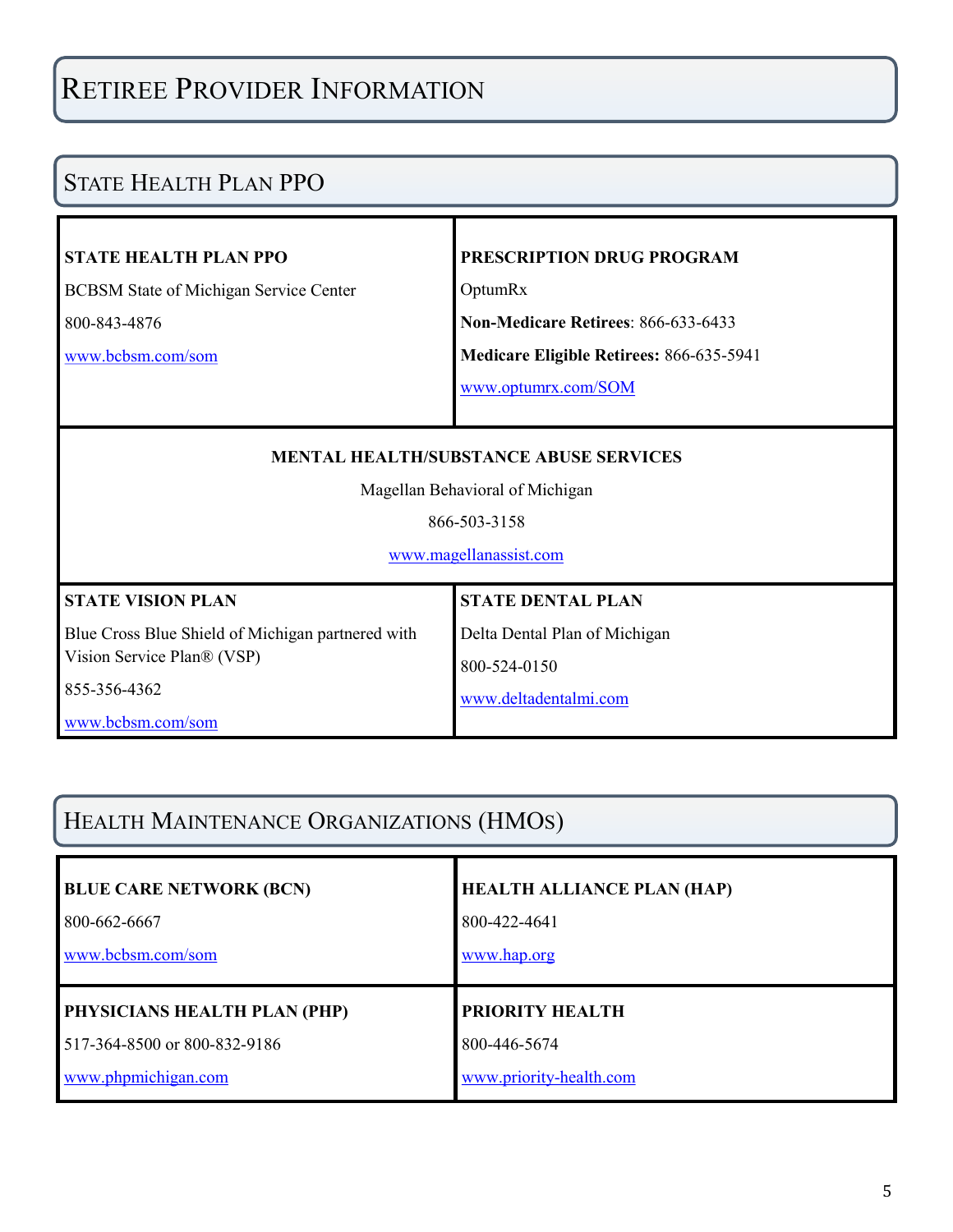# Retiree Provider Information

## State Health Plan PPO

| | |
|---|---|
| **STATE HEALTH PLAN PPO**<br>BCBSM State of Michigan Service Center<br>800-843-4876<br>www.bcbsm.com/som | **PRESCRIPTION DRUG PROGRAM**<br>OptumRx<br>**Non-Medicare Retirees**: 866-633-6433<br>**Medicare Eligible Retirees:** 866-635-5941<br>www.optumrx.com/SOM |

**MENTAL HEALTH/SUBSTANCE ABUSE SERVICES**

Magellan Behavioral of Michigan

866-503-3158

www.magellanassist.com

| | |
|---|---|
| **STATE VISION PLAN**<br>Blue Cross Blue Shield of Michigan partnered with Vision Service Plan® (VSP)<br>855-356-4362<br>www.bcbsm.com/som | **STATE DENTAL PLAN**<br>Delta Dental Plan of Michigan<br>800-524-0150<br>www.deltadentalmi.com |

## Health Maintenance Organizations (HMOs)

| | |
|---|---|
| **BLUE CARE NETWORK (BCN)**<br>800-662-6667<br>www.bcbsm.com/som | **HEALTH ALLIANCE PLAN (HAP)**<br>800-422-4641<br>www.hap.org |
| **PHYSICIANS HEALTH PLAN (PHP)**<br>517-364-8500 or 800-832-9186<br>www.phpmichigan.com | **PRIORITY HEALTH**<br>800-446-5674<br>www.priority-health.com |